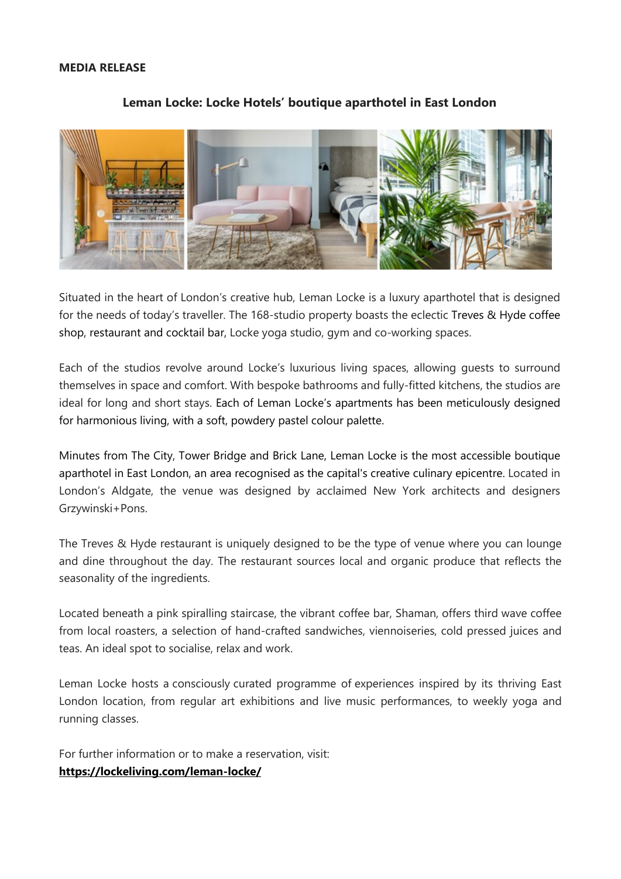**MEDIA RELEASE**

## Leman Locke: Locke Hotels' boutique aparthotel in East London

Situated in the heart of London's creative hub, Leman Locke is a luxury aparthotel that is designed for the needs of today's traveller. The 168-studio property boasts the eclectic Treves & Hyde coffee shop, restaurant and cocktail bar, Locke yoga studio, gym and co-working spaces.

Each of the studios revolve around Locke's luxurious living spaces, allowing guests to surround themselves in space and comfort. With bespoke bathrooms and fully-fitted kitchens, the studios are ideal for long and short stays. Each of Leman Locke's apartments has been meticulously designed for harmonious living, with a soft, powdery pastel colour palette.

Minutes from The City, Tower Bridge and Brick Lane, Leman Locke is the most accessible boutique aparthotel in East London, an area recognised as the capital's creative culinary epicentre. Located in London's Aldgate, the venue was designed by acclaimed New York architects and designers Grzywinski+Pons.

The Treves & Hyde restaurant is uniquely designed to be the type of venue where you can lounge and dine throughout the day. The restaurant sources local and organic produce that reflects the seasonality of the ingredients.

Located beneath a pink spiralling staircase, the vibrant coffee bar, Shaman, offers third wave coffee from local roasters, a selection of hand-crafted sandwiches, viennoiseries, cold pressed juices and teas. An ideal spot to socialise, relax and work.

Leman Locke hosts a consciously curated programme of experiences inspired by its thriving East London location, from regular art exhibitions and live music performances, to weekly yoga and running classes.

For further information or to make a reservation, visit:
**https://lockeliving.com/leman-locke/**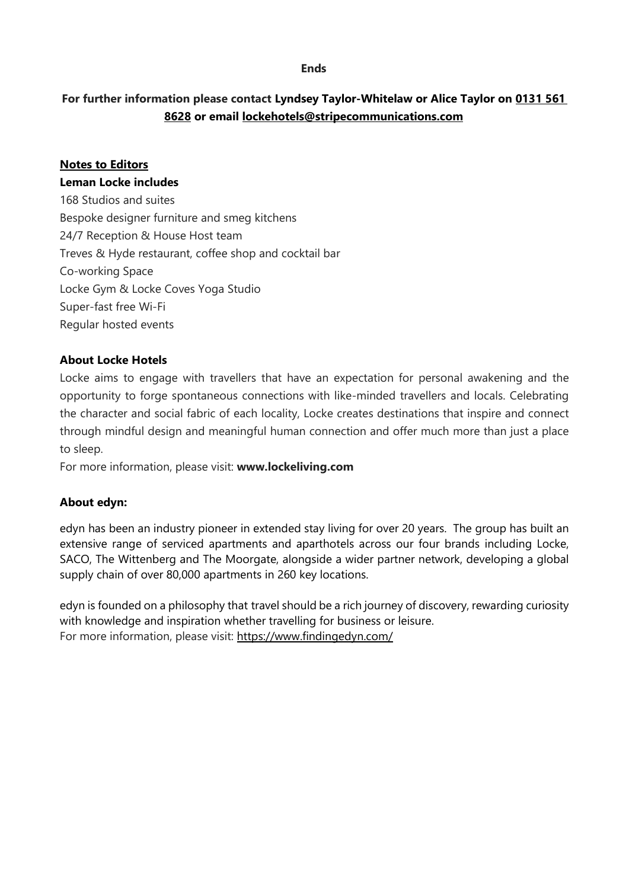**Ends**

**For further information please contact Lyndsey Taylor-Whitelaw or Alice Taylor on 0131 561 8628 or email lockehotels@stripecommunications.com**

**Notes to Editors**

**Leman Locke includes**

168 Studios and suites
Bespoke designer furniture and smeg kitchens
24/7 Reception & House Host team
Treves & Hyde restaurant, coffee shop and cocktail bar
Co-working Space
Locke Gym & Locke Coves Yoga Studio
Super-fast free Wi-Fi
Regular hosted events

**About Locke Hotels**

Locke aims to engage with travellers that have an expectation for personal awakening and the opportunity to forge spontaneous connections with like-minded travellers and locals. Celebrating the character and social fabric of each locality, Locke creates destinations that inspire and connect through mindful design and meaningful human connection and offer much more than just a place to sleep.

For more information, please visit: **www.lockeliving.com**

**About edyn:**

edyn has been an industry pioneer in extended stay living for over 20 years. The group has built an extensive range of serviced apartments and aparthotels across our four brands including Locke, SACO, The Wittenberg and The Moorgate, alongside a wider partner network, developing a global supply chain of over 80,000 apartments in 260 key locations.

edyn is founded on a philosophy that travel should be a rich journey of discovery, rewarding curiosity with knowledge and inspiration whether travelling for business or leisure.

For more information, please visit: https://www.findingedyn.com/